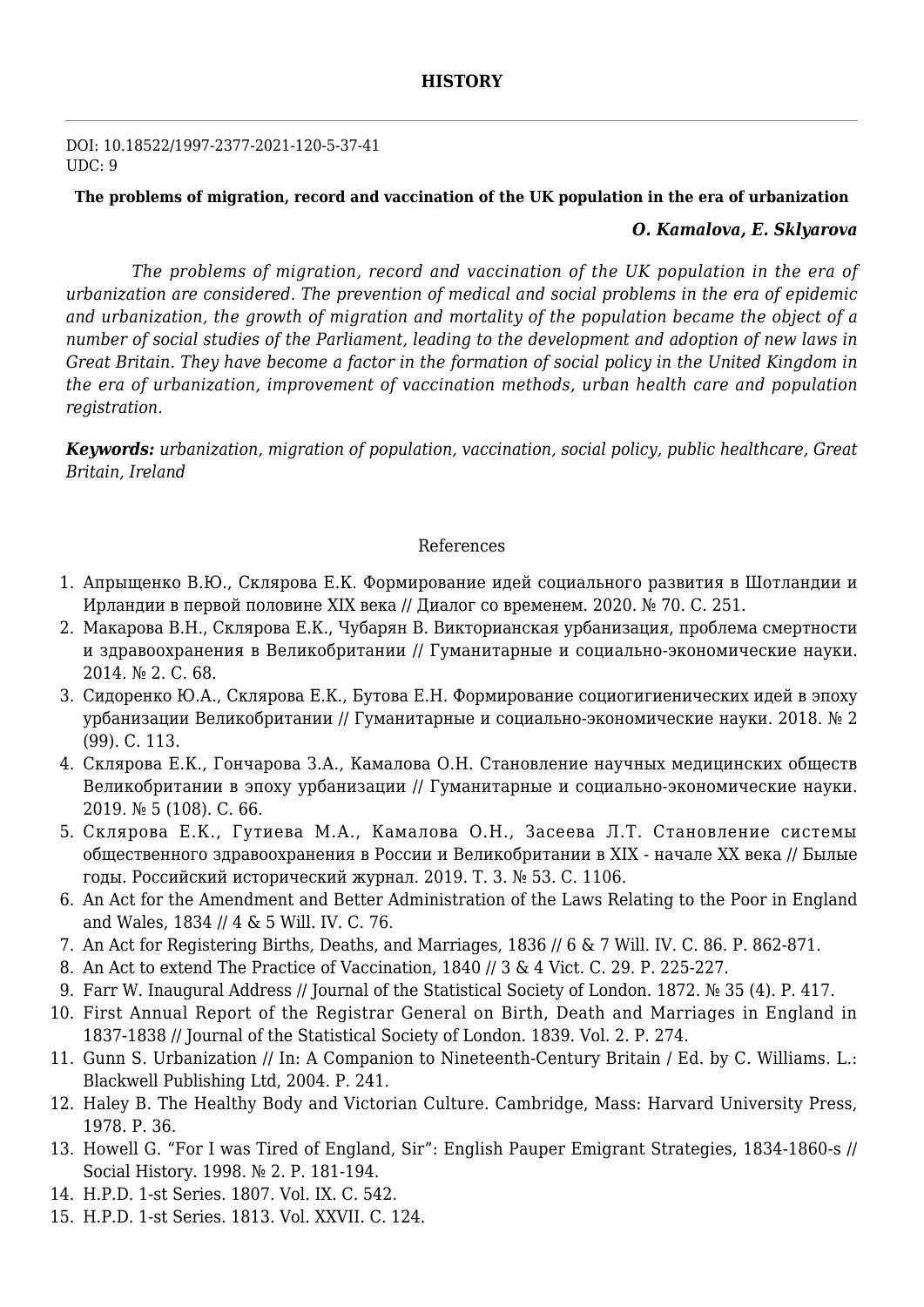**HISTORY**

DOI: 10.18522/1997-2377-2021-120-5-37-41
UDC: 9

**The problems of migration, record and vaccination of the UK population in the era of urbanization**

***O. Kamalova, E. Sklyarova***

*The problems of migration, record and vaccination of the UK population in the era of urbanization are considered. The prevention of medical and social problems in the era of epidemic and urbanization, the growth of migration and mortality of the population became the object of a number of social studies of the Parliament, leading to the development and adoption of new laws in Great Britain. They have become a factor in the formation of social policy in the United Kingdom in the era of urbanization, improvement of vaccination methods, urban health care and population registration.*

***Keywords:*** *urbanization, migration of population, vaccination, social policy, public healthcare, Great Britain, Ireland*

References

1. Апрыщенко В.Ю., Склярова Е.К. Формирование идей социального развития в Шотландии и Ирландии в первой половине XIX века // Диалог со временем. 2020. № 70. С. 251.
2. Макарова В.Н., Склярова Е.К., Чубарян В. Викторианская урбанизация, проблема смертности и здравоохранения в Великобритании // Гуманитарные и социально-экономические науки. 2014. № 2. С. 68.
3. Сидоренко Ю.А., Склярова Е.К., Бутова Е.Н. Формирование социогигиенических идей в эпоху урбанизации Великобритании // Гуманитарные и социально-экономические науки. 2018. № 2 (99). С. 113.
4. Склярова Е.К., Гончарова З.А., Камалова О.Н. Становление научных медицинских обществ Великобритании в эпоху урбанизации // Гуманитарные и социально-экономические науки. 2019. № 5 (108). С. 66.
5. Склярова Е.К., Гутиева М.А., Камалова О.Н., Засеева Л.Т. Становление системы общественного здравоохранения в России и Великобритании в XIX - начале XX века // Былые годы. Российский исторический журнал. 2019. Т. 3. № 53. С. 1106.
6. An Act for the Amendment and Better Administration of the Laws Relating to the Poor in England and Wales, 1834 // 4 & 5 Will. IV. C. 76.
7. An Act for Registering Births, Deaths, and Marriages, 1836 // 6 & 7 Will. IV. C. 86. P. 862-871.
8. An Act to extend The Practice of Vaccination, 1840 // 3 & 4 Vict. C. 29. P. 225-227.
9. Farr W. Inaugural Address // Journal of the Statistical Society of London. 1872. № 35 (4). P. 417.
10. First Annual Report of the Registrar General on Birth, Death and Marriages in England in 1837-1838 // Journal of the Statistical Society of London. 1839. Vol. 2. P. 274.
11. Gunn S. Urbanization // In: A Companion to Nineteenth-Century Britain / Ed. by C. Williams. L.: Blackwell Publishing Ltd, 2004. P. 241.
12. Haley B. The Healthy Body and Victorian Culture. Cambridge, Mass: Harvard University Press, 1978. P. 36.
13. Howell G. “For I was Tired of England, Sir”: English Pauper Emigrant Strategies, 1834-1860-s // Social History. 1998. № 2. P. 181-194.
14. H.P.D. 1-st Series. 1807. Vol. IX. C. 542.
15. H.P.D. 1-st Series. 1813. Vol. XXVII. C. 124.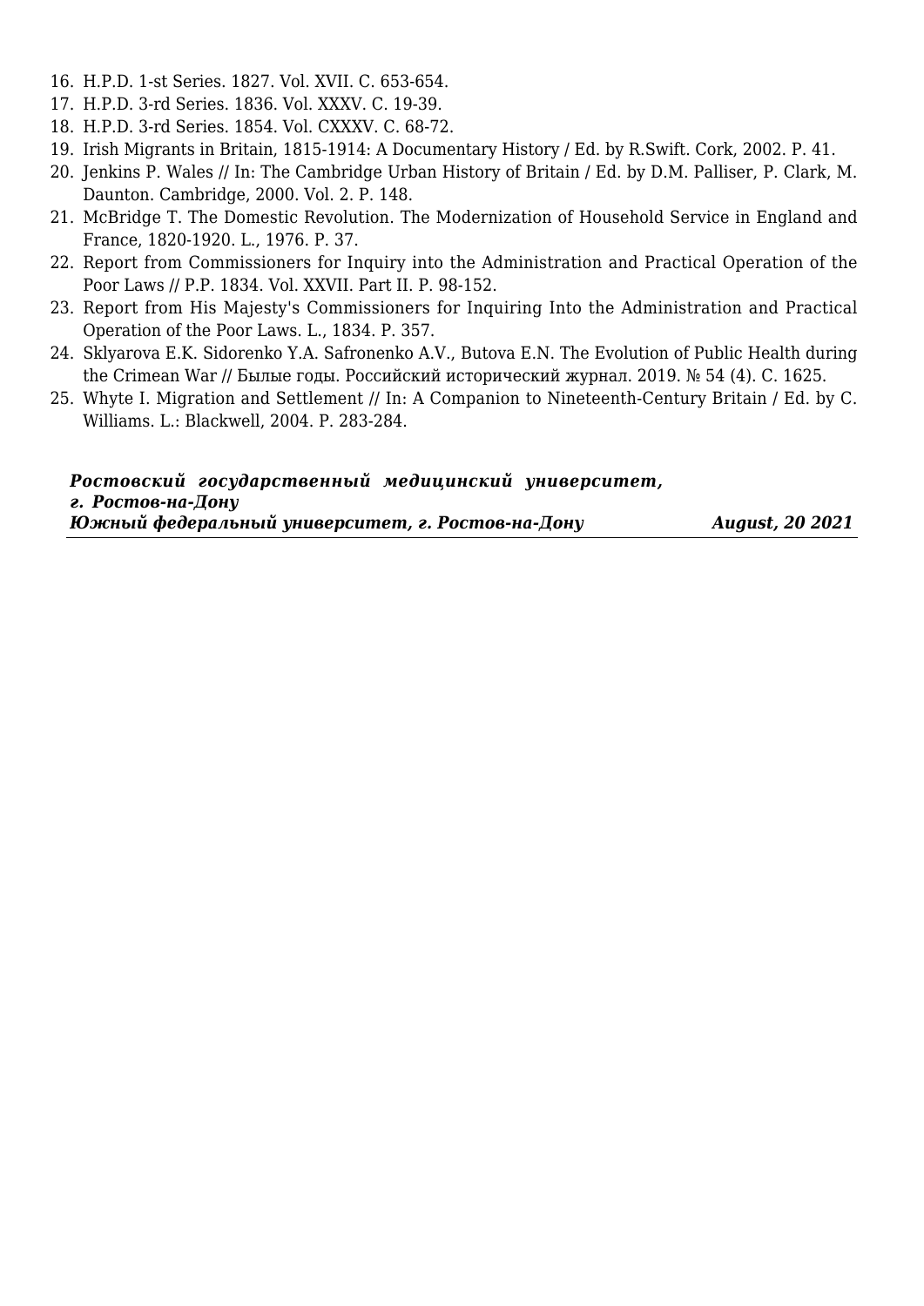16. H.P.D. 1-st Series. 1827. Vol. XVII. C. 653-654.
17. H.P.D. 3-rd Series. 1836. Vol. XXXV. C. 19-39.
18. H.P.D. 3-rd Series. 1854. Vol. CXXXV. C. 68-72.
19. Irish Migrants in Britain, 1815-1914: A Documentary History / Ed. by R.Swift. Cork, 2002. P. 41.
20. Jenkins P. Wales // In: The Cambridge Urban History of Britain / Ed. by D.M. Palliser, P. Clark, M. Daunton. Cambridge, 2000. Vol. 2. P. 148.
21. McBridge T. The Domestic Revolution. The Modernization of Household Service in England and France, 1820-1920. L., 1976. P. 37.
22. Report from Commissioners for Inquiry into the Administration and Practical Operation of the Poor Laws // P.P. 1834. Vol. XXVII. Part II. P. 98-152.
23. Report from His Majesty's Commissioners for Inquiring Into the Administration and Practical Operation of the Poor Laws. L., 1834. P. 357.
24. Sklyarova E.K. Sidorenko Y.A. Safronenko A.V., Butova E.N. The Evolution of Public Health during the Crimean War // Былые годы. Российский исторический журнал. 2019. № 54 (4). С. 1625.
25. Whyte I. Migration and Settlement // In: A Companion to Nineteenth-Century Britain / Ed. by C. Williams. L.: Blackwell, 2004. P. 283-284.

***Ростовский государственный медицинский университет, г. Ростов-на-Дону***
***Южный федеральный университет, г. Ростов-на-Дону*** ***August, 20 2021***